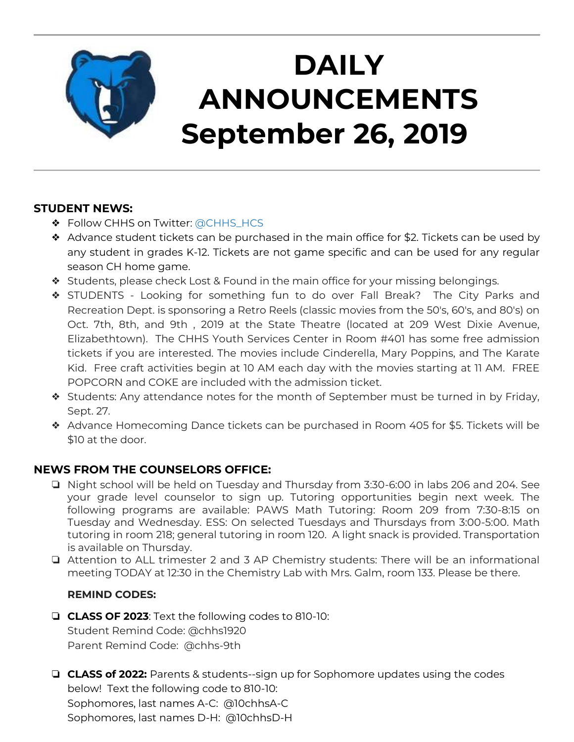# DAILY ANNOUNCEMENTS September 26, 2019

## STUDENT NEWS:

- Follow CHHS on Twitter: @CHHS_HCS
- Advance student tickets can be purchased in the main office for $2. Tickets can be used by any student in grades K-12. Tickets are not game specific and can be used for any regular season CH home game.
- Students, please check Lost & Found in the main office for your missing belongings.
- STUDENTS - Looking for something fun to do over Fall Break? The City Parks and Recreation Dept. is sponsoring a Retro Reels (classic movies from the 50's, 60's, and 80's) on Oct. 7th, 8th, and 9th , 2019 at the State Theatre (located at 209 West Dixie Avenue, Elizabethtown). The CHHS Youth Services Center in Room #401 has some free admission tickets if you are interested. The movies include Cinderella, Mary Poppins, and The Karate Kid. Free craft activities begin at 10 AM each day with the movies starting at 11 AM. FREE POPCORN and COKE are included with the admission ticket.
- Students: Any attendance notes for the month of September must be turned in by Friday, Sept. 27.
- Advance Homecoming Dance tickets can be purchased in Room 405 for $5. Tickets will be $10 at the door.

## NEWS FROM THE COUNSELORS OFFICE:

- Night school will be held on Tuesday and Thursday from 3:30-6:00 in labs 206 and 204. See your grade level counselor to sign up. Tutoring opportunities begin next week. The following programs are available: PAWS Math Tutoring: Room 209 from 7:30-8:15 on Tuesday and Wednesday. ESS: On selected Tuesdays and Thursdays from 3:00-5:00. Math tutoring in room 218; general tutoring in room 120. A light snack is provided. Transportation is available on Thursday.
- Attention to ALL trimester 2 and 3 AP Chemistry students: There will be an informational meeting TODAY at 12:30 in the Chemistry Lab with Mrs. Galm, room 133. Please be there.

**REMIND CODES:**

- **CLASS OF 2023**: Text the following codes to 810-10:
  Student Remind Code: @chhs1920
  Parent Remind Code: @chhs-9th

- **CLASS of 2022:** Parents & students--sign up for Sophomore updates using the codes below! Text the following code to 810-10:
  Sophomores, last names A-C: @10chhsA-C
  Sophomores, last names D-H: @10chhsD-H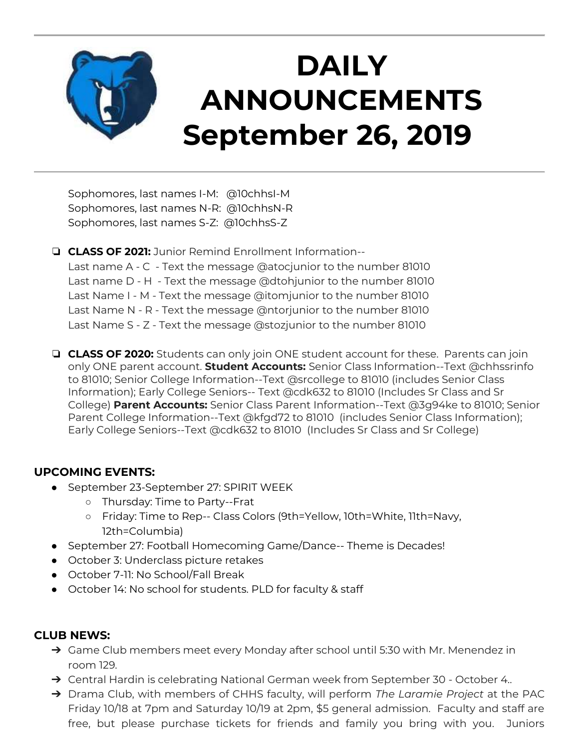# DAILY ANNOUNCEMENTS September 26, 2019

Sophomores, last names I-M: @10chhsI-M
Sophomores, last names N-R: @10chhsN-R
Sophomores, last names S-Z: @10chhsS-Z

- **CLASS OF 2021:** Junior Remind Enrollment Information--
  Last name A - C - Text the message @atocjunior to the number 81010
  Last name D - H - Text the message @dtohjunior to the number 81010
  Last Name I - M - Text the message @itomjunior to the number 81010
  Last Name N - R - Text the message @ntorjunior to the number 81010
  Last Name S - Z - Text the message @stozjunior to the number 81010

- **CLASS OF 2020:** Students can only join ONE student account for these. Parents can join only ONE parent account. **Student Accounts:** Senior Class Information--Text @chhssrinfo to 81010; Senior College Information--Text @srcollege to 81010 (includes Senior Class Information); Early College Seniors-- Text @cdk632 to 81010 (Includes Sr Class and Sr College) **Parent Accounts:** Senior Class Parent Information--Text @3g94ke to 81010; Senior Parent College Information--Text @kfgd72 to 81010 (includes Senior Class Information); Early College Seniors--Text @cdk632 to 81010 (Includes Sr Class and Sr College)

## UPCOMING EVENTS:

- September 23-September 27: SPIRIT WEEK
  - Thursday: Time to Party--Frat
  - Friday: Time to Rep-- Class Colors (9th=Yellow, 10th=White, 11th=Navy, 12th=Columbia)
- September 27: Football Homecoming Game/Dance-- Theme is Decades!
- October 3: Underclass picture retakes
- October 7-11: No School/Fall Break
- October 14: No school for students. PLD for faculty & staff

## CLUB NEWS:

- Game Club members meet every Monday after school until 5:30 with Mr. Menendez in room 129.
- Central Hardin is celebrating National German week from September 30 - October 4..
- Drama Club, with members of CHHS faculty, will perform *The Laramie Project* at the PAC Friday 10/18 at 7pm and Saturday 10/19 at 2pm, $5 general admission. Faculty and staff are free, but please purchase tickets for friends and family you bring with you. Juniors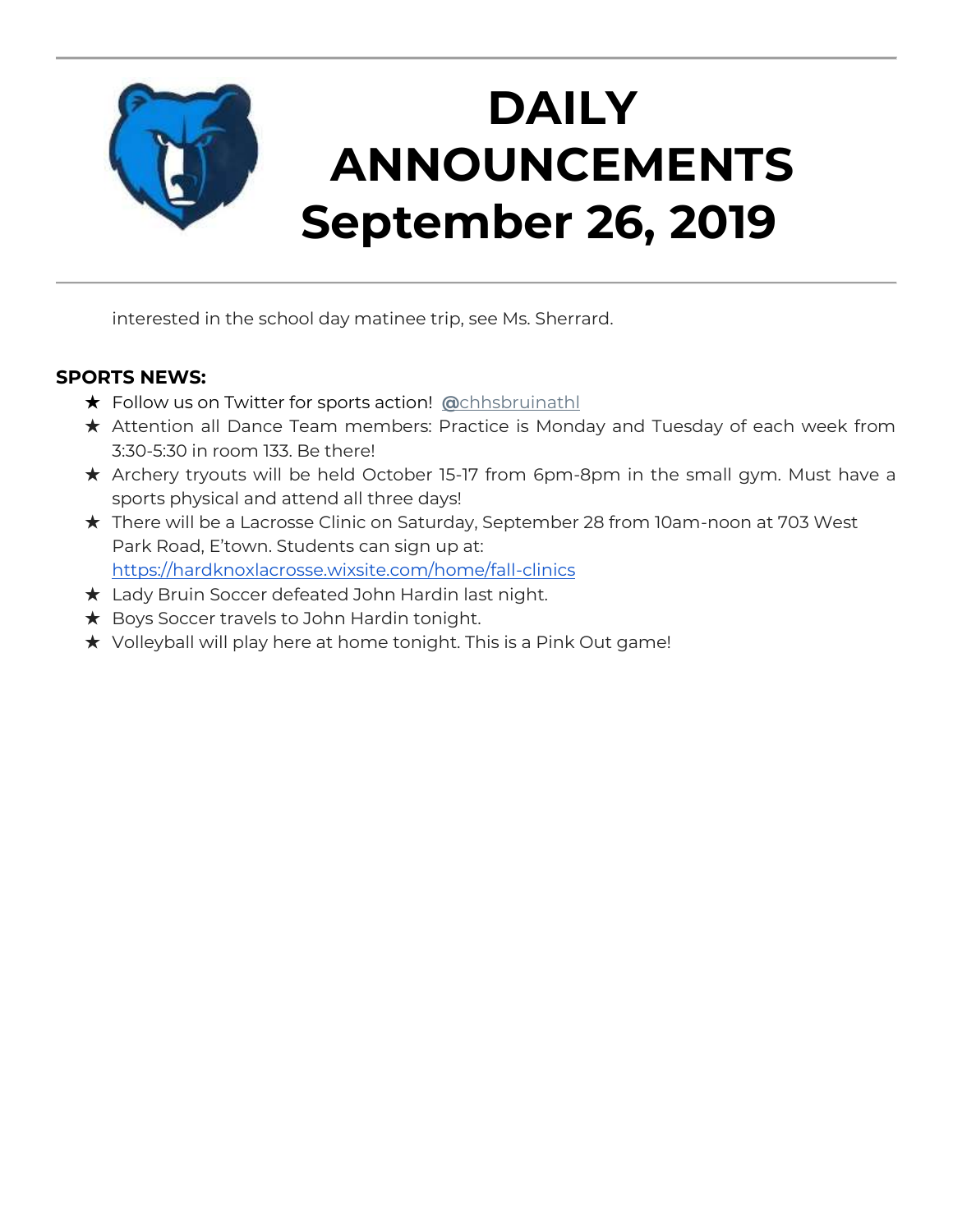interested in the school day matinee trip, see Ms. Sherrard.

**SPORTS NEWS:**

- ★ Follow us on Twitter for sports action! @chhsbruinathl
- ★ Attention all Dance Team members: Practice is Monday and Tuesday of each week from 3:30-5:30 in room 133. Be there!
- ★ Archery tryouts will be held October 15-17 from 6pm-8pm in the small gym. Must have a sports physical and attend all three days!
- ★ There will be a Lacrosse Clinic on Saturday, September 28 from 10am-noon at 703 West Park Road, E'town. Students can sign up at: https://hardknoxlacrosse.wixsite.com/home/fall-clinics
- ★ Lady Bruin Soccer defeated John Hardin last night.
- ★ Boys Soccer travels to John Hardin tonight.
- ★ Volleyball will play here at home tonight. This is a Pink Out game!